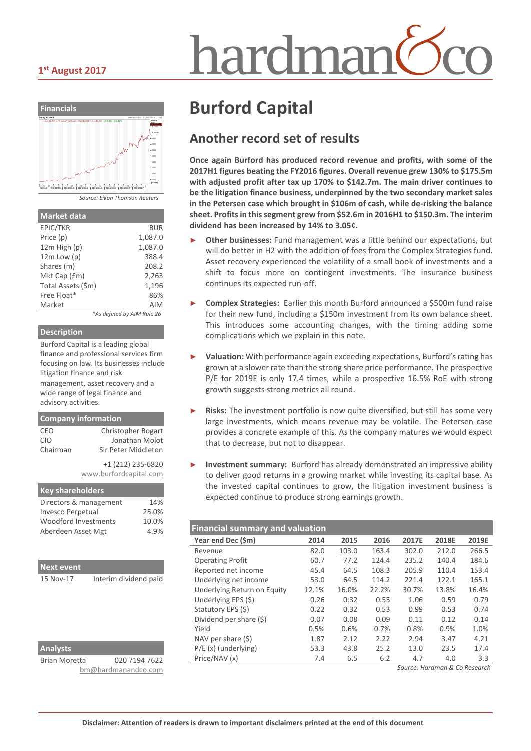**1st August 2017**

# Burford Capital

## Another record set of results

**Once again Burford has produced record revenue and profits, with some of the 2017H1 figures beating the FY2016 figures. Overall revenue grew 130% to $175.5m with adjusted profit after tax up 170% to $142.7m. The main driver continues to be the litigation finance business, underpinned by the two secondary market sales in the Petersen case which brought in $106m of cash, while de-risking the balance sheet. Profits in this segment grew from $52.6m in 2016H1 to $150.3m. The interim dividend has been increased by 14% to 3.05¢.**

- **Other businesses:** Fund management was a little behind our expectations, but will do better in H2 with the addition of fees from the Complex Strategies fund. Asset recovery experienced the volatility of a small book of investments and a shift to focus more on contingent investments. The insurance business continues its expected run-off.
- **Complex Strategies:** Earlier this month Burford announced a $500m fund raise for their new fund, including a $150m investment from its own balance sheet. This introduces some accounting changes, with the timing adding some complications which we explain in this note.
- **Valuation:** With performance again exceeding expectations, Burford's rating has grown at a slower rate than the strong share price performance. The prospective P/E for 2019E is only 17.4 times, while a prospective 16.5% RoE with strong growth suggests strong metrics all round.
- **Risks:** The investment portfolio is now quite diversified, but still has some very large investments, which means revenue may be volatile. The Petersen case provides a concrete example of this. As the company matures we would expect that to decrease, but not to disappear.
- **Investment summary:** Burford has already demonstrated an impressive ability to deliver good returns in a growing market while investing its capital base. As the invested capital continues to grow, the litigation investment business is expected continue to produce strong earnings growth.

### Financial summary and valuation

| Year end Dec ($m) | 2014 | 2015 | 2016 | 2017E | 2018E | 2019E |
|---|---|---|---|---|---|---|
| Revenue | 82.0 | 103.0 | 163.4 | 302.0 | 212.0 | 266.5 |
| Operating Profit | 60.7 | 77.2 | 124.4 | 235.2 | 140.4 | 184.6 |
| Reported net income | 45.4 | 64.5 | 108.3 | 205.9 | 110.4 | 153.4 |
| Underlying net income | 53.0 | 64.5 | 114.2 | 221.4 | 122.1 | 165.1 |
| Underlying Return on Equity | 12.1% | 16.0% | 22.2% | 30.7% | 13.8% | 16.4% |
| Underlying EPS ($) | 0.26 | 0.32 | 0.55 | 1.06 | 0.59 | 0.79 |
| Statutory EPS ($) | 0.22 | 0.32 | 0.53 | 0.99 | 0.53 | 0.74 |
| Dividend per share ($) | 0.07 | 0.08 | 0.09 | 0.11 | 0.12 | 0.14 |
| Yield | 0.5% | 0.6% | 0.7% | 0.8% | 0.9% | 1.0% |
| NAV per share ($) | 1.87 | 2.12 | 2.22 | 2.94 | 3.47 | 4.21 |
| P/E (x) (underlying) | 53.3 | 43.8 | 25.2 | 13.0 | 23.5 | 17.4 |
| Price/NAV (x) | 7.4 | 6.5 | 6.2 | 4.7 | 4.0 | 3.3 |

*Source: Hardman & Co Research*

### Financials

*Source: Eikon Thomson Reuters*

### Market data

| | |
|---|---|
| EPIC/TKR | BUR |
| Price (p) | 1,087.0 |
| 12m High (p) | 1,087.0 |
| 12m Low (p) | 388.4 |
| Shares (m) | 208.2 |
| Mkt Cap (£m) | 2,263 |
| Total Assets ($m) | 1,196 |
| Free Float* | 86% |
| Market | AIM |

*As defined by AIM Rule 26

### Description

Burford Capital is a leading global finance and professional services firm focusing on law. Its businesses include litigation finance and risk management, asset recovery and a wide range of legal finance and advisory activities.

### Company information

| | |
|---|---|
| CEO | Christopher Bogart |
| CIO | Jonathan Molot |
| Chairman | Sir Peter Middleton |

+1 (212) 235-6820
www.burfordcapital.com

### Key shareholders

| | |
|---|---|
| Directors & management | 14% |
| Invesco Perpetual | 25.0% |
| Woodford Investments | 10.0% |
| Aberdeen Asset Mgt | 4.9% |

### Next event

| | |
|---|---|
| 15 Nov-17 | Interim dividend paid |

### Analysts

Brian Moretta 020 7194 7622
bm@hardmanandco.com

**Disclaimer: Attention of readers is drawn to important disclaimers printed at the end of this document**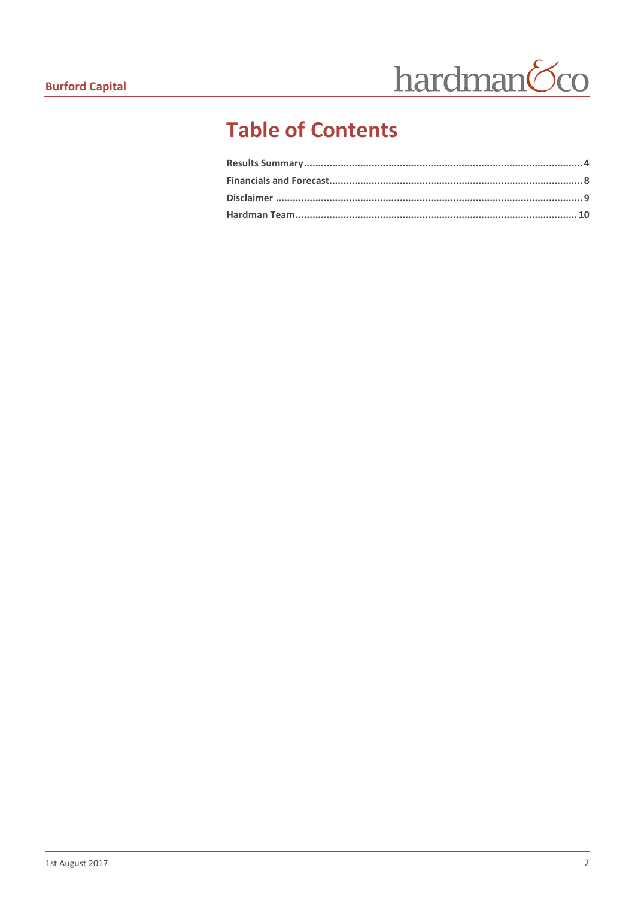# Table of Contents

| | |
|---|---|
| **Results Summary** | **4** |
| **Financials and Forecast** | **8** |
| **Disclaimer** | **9** |
| **Hardman Team** | **10** |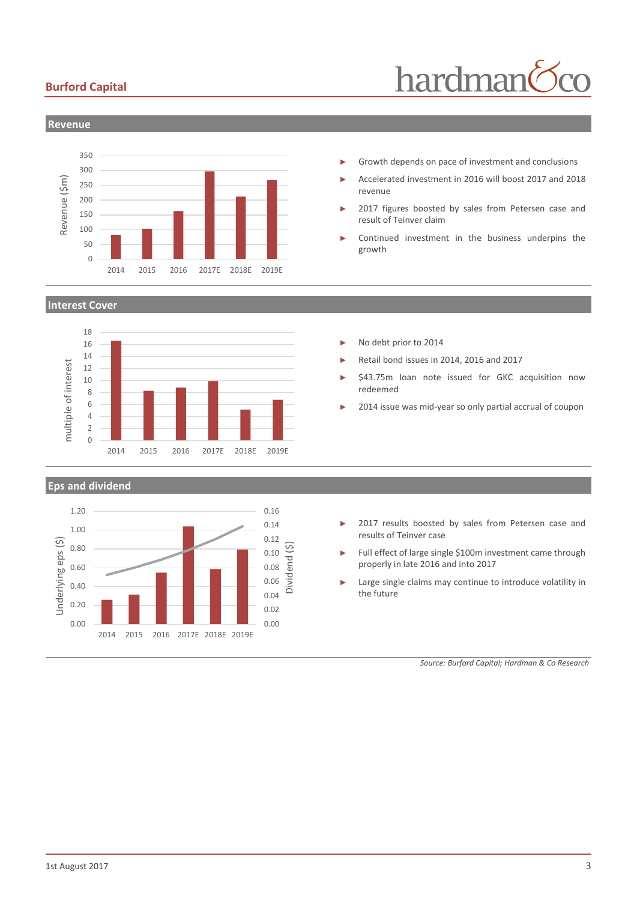## Revenue

- Growth depends on pace of investment and conclusions
- Accelerated investment in 2016 will boost 2017 and 2018 revenue
- 2017 figures boosted by sales from Petersen case and result of Teinver claim
- Continued investment in the business underpins the growth

## Interest Cover

- No debt prior to 2014
- Retail bond issues in 2014, 2016 and 2017
- \$43.75m loan note issued for GKC acquisition now redeemed
- 2014 issue was mid-year so only partial accrual of coupon

## Eps and dividend

- 2017 results boosted by sales from Petersen case and results of Teinver case
- Full effect of large single \$100m investment came through properly in late 2016 and into 2017
- Large single claims may continue to introduce volatility in the future

*Source: Burford Capital; Hardman & Co Research*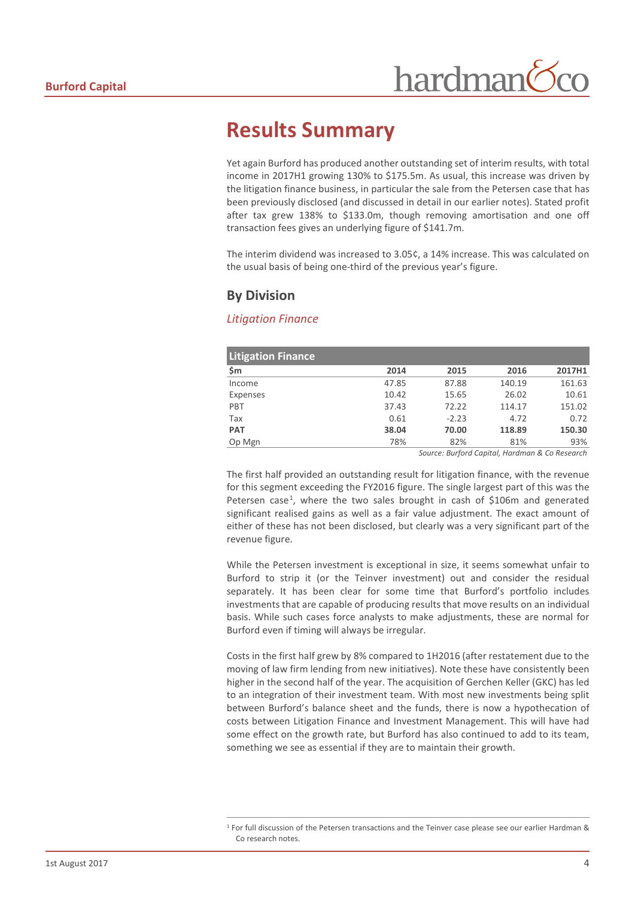# Results Summary

Yet again Burford has produced another outstanding set of interim results, with total income in 2017H1 growing 130% to $175.5m. As usual, this increase was driven by the litigation finance business, in particular the sale from the Petersen case that has been previously disclosed (and discussed in detail in our earlier notes). Stated profit after tax grew 138% to $133.0m, though removing amortisation and one off transaction fees gives an underlying figure of $141.7m.

The interim dividend was increased to 3.05¢, a 14% increase. This was calculated on the usual basis of being one-third of the previous year's figure.

## By Division

### *Litigation Finance*

| Litigation Finance | | | | |
|---|---|---|---|---|
| **$m** | **2014** | **2015** | **2016** | **2017H1** |
| Income | 47.85 | 87.88 | 140.19 | 161.63 |
| Expenses | 10.42 | 15.65 | 26.02 | 10.61 |
| PBT | 37.43 | 72.22 | 114.17 | 151.02 |
| Tax | 0.61 | -2.23 | 4.72 | 0.72 |
| **PAT** | **38.04** | **70.00** | **118.89** | **150.30** |
| Op Mgn | 78% | 82% | 81% | 93% |

*Source: Burford Capital, Hardman & Co Research*

The first half provided an outstanding result for litigation finance, with the revenue for this segment exceeding the FY2016 figure. The single largest part of this was the Petersen case[1], where the two sales brought in cash of $106m and generated significant realised gains as well as a fair value adjustment. The exact amount of either of these has not been disclosed, but clearly was a very significant part of the revenue figure.

While the Petersen investment is exceptional in size, it seems somewhat unfair to Burford to strip it (or the Teinver investment) out and consider the residual separately. It has been clear for some time that Burford's portfolio includes investments that are capable of producing results that move results on an individual basis. While such cases force analysts to make adjustments, these are normal for Burford even if timing will always be irregular.

Costs in the first half grew by 8% compared to 1H2016 (after restatement due to the moving of law firm lending from new initiatives). Note these have consistently been higher in the second half of the year. The acquisition of Gerchen Keller (GKC) has led to an integration of their investment team. With most new investments being split between Burford's balance sheet and the funds, there is now a hypothecation of costs between Litigation Finance and Investment Management. This will have had some effect on the growth rate, but Burford has also continued to add to its team, something we see as essential if they are to maintain their growth.

[1] For full discussion of the Petersen transactions and the Teinver case please see our earlier Hardman & Co research notes.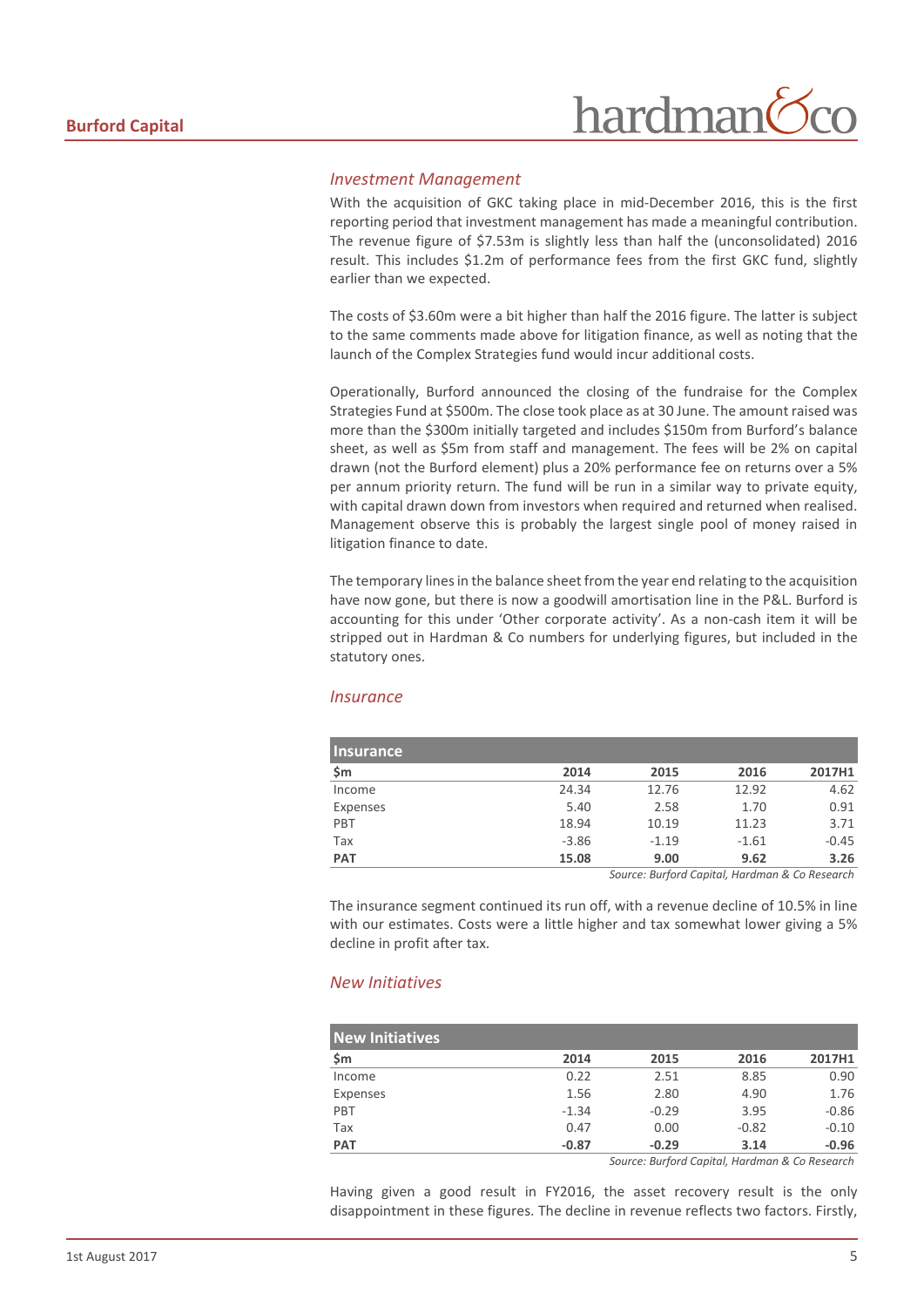### *Investment Management*

With the acquisition of GKC taking place in mid-December 2016, this is the first reporting period that investment management has made a meaningful contribution. The revenue figure of \$7.53m is slightly less than half the (unconsolidated) 2016 result. This includes \$1.2m of performance fees from the first GKC fund, slightly earlier than we expected.

The costs of \$3.60m were a bit higher than half the 2016 figure. The latter is subject to the same comments made above for litigation finance, as well as noting that the launch of the Complex Strategies fund would incur additional costs.

Operationally, Burford announced the closing of the fundraise for the Complex Strategies Fund at \$500m. The close took place as at 30 June. The amount raised was more than the \$300m initially targeted and includes \$150m from Burford's balance sheet, as well as \$5m from staff and management. The fees will be 2% on capital drawn (not the Burford element) plus a 20% performance fee on returns over a 5% per annum priority return. The fund will be run in a similar way to private equity, with capital drawn down from investors when required and returned when realised. Management observe this is probably the largest single pool of money raised in litigation finance to date.

The temporary lines in the balance sheet from the year end relating to the acquisition have now gone, but there is now a goodwill amortisation line in the P&L. Burford is accounting for this under 'Other corporate activity'. As a non-cash item it will be stripped out in Hardman & Co numbers for underlying figures, but included in the statutory ones.

### *Insurance*

| **Insurance** | | | | |
|---|---|---|---|---|
| **\$m** | **2014** | **2015** | **2016** | **2017H1** |
| Income | 24.34 | 12.76 | 12.92 | 4.62 |
| Expenses | 5.40 | 2.58 | 1.70 | 0.91 |
| PBT | 18.94 | 10.19 | 11.23 | 3.71 |
| Tax | -3.86 | -1.19 | -1.61 | -0.45 |
| **PAT** | **15.08** | **9.00** | **9.62** | **3.26** |

*Source: Burford Capital, Hardman & Co Research*

The insurance segment continued its run off, with a revenue decline of 10.5% in line with our estimates. Costs were a little higher and tax somewhat lower giving a 5% decline in profit after tax.

### *New Initiatives*

| **New Initiatives** | | | | |
|---|---|---|---|---|
| **\$m** | **2014** | **2015** | **2016** | **2017H1** |
| Income | 0.22 | 2.51 | 8.85 | 0.90 |
| Expenses | 1.56 | 2.80 | 4.90 | 1.76 |
| PBT | -1.34 | -0.29 | 3.95 | -0.86 |
| Tax | 0.47 | 0.00 | -0.82 | -0.10 |
| **PAT** | **-0.87** | **-0.29** | **3.14** | **-0.96** |

*Source: Burford Capital, Hardman & Co Research*

Having given a good result in FY2016, the asset recovery result is the only disappointment in these figures. The decline in revenue reflects two factors. Firstly,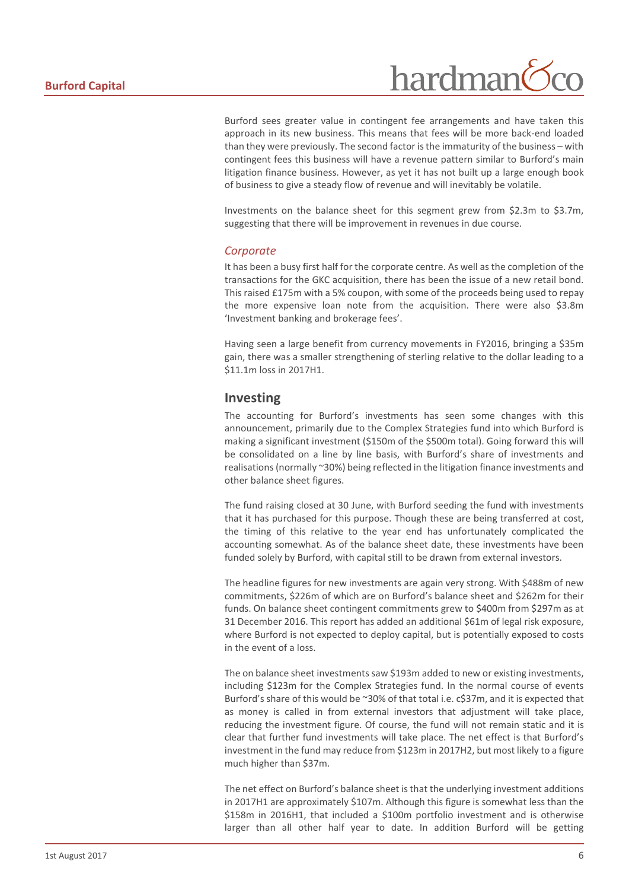Burford sees greater value in contingent fee arrangements and have taken this approach in its new business. This means that fees will be more back-end loaded than they were previously. The second factor is the immaturity of the business – with contingent fees this business will have a revenue pattern similar to Burford's main litigation finance business. However, as yet it has not built up a large enough book of business to give a steady flow of revenue and will inevitably be volatile.

Investments on the balance sheet for this segment grew from $2.3m to $3.7m, suggesting that there will be improvement in revenues in due course.

### *Corporate*

It has been a busy first half for the corporate centre. As well as the completion of the transactions for the GKC acquisition, there has been the issue of a new retail bond. This raised £175m with a 5% coupon, with some of the proceeds being used to repay the more expensive loan note from the acquisition. There were also $3.8m 'Investment banking and brokerage fees'.

Having seen a large benefit from currency movements in FY2016, bringing a $35m gain, there was a smaller strengthening of sterling relative to the dollar leading to a $11.1m loss in 2017H1.

## Investing

The accounting for Burford's investments has seen some changes with this announcement, primarily due to the Complex Strategies fund into which Burford is making a significant investment ($150m of the $500m total). Going forward this will be consolidated on a line by line basis, with Burford's share of investments and realisations (normally ~30%) being reflected in the litigation finance investments and other balance sheet figures.

The fund raising closed at 30 June, with Burford seeding the fund with investments that it has purchased for this purpose. Though these are being transferred at cost, the timing of this relative to the year end has unfortunately complicated the accounting somewhat. As of the balance sheet date, these investments have been funded solely by Burford, with capital still to be drawn from external investors.

The headline figures for new investments are again very strong. With $488m of new commitments, $226m of which are on Burford's balance sheet and $262m for their funds. On balance sheet contingent commitments grew to $400m from $297m as at 31 December 2016. This report has added an additional $61m of legal risk exposure, where Burford is not expected to deploy capital, but is potentially exposed to costs in the event of a loss.

The on balance sheet investments saw $193m added to new or existing investments, including $123m for the Complex Strategies fund. In the normal course of events Burford's share of this would be ~30% of that total i.e. c$37m, and it is expected that as money is called in from external investors that adjustment will take place, reducing the investment figure. Of course, the fund will not remain static and it is clear that further fund investments will take place. The net effect is that Burford's investment in the fund may reduce from $123m in 2017H2, but most likely to a figure much higher than $37m.

The net effect on Burford's balance sheet is that the underlying investment additions in 2017H1 are approximately $107m. Although this figure is somewhat less than the $158m in 2016H1, that included a $100m portfolio investment and is otherwise larger than all other half year to date. In addition Burford will be getting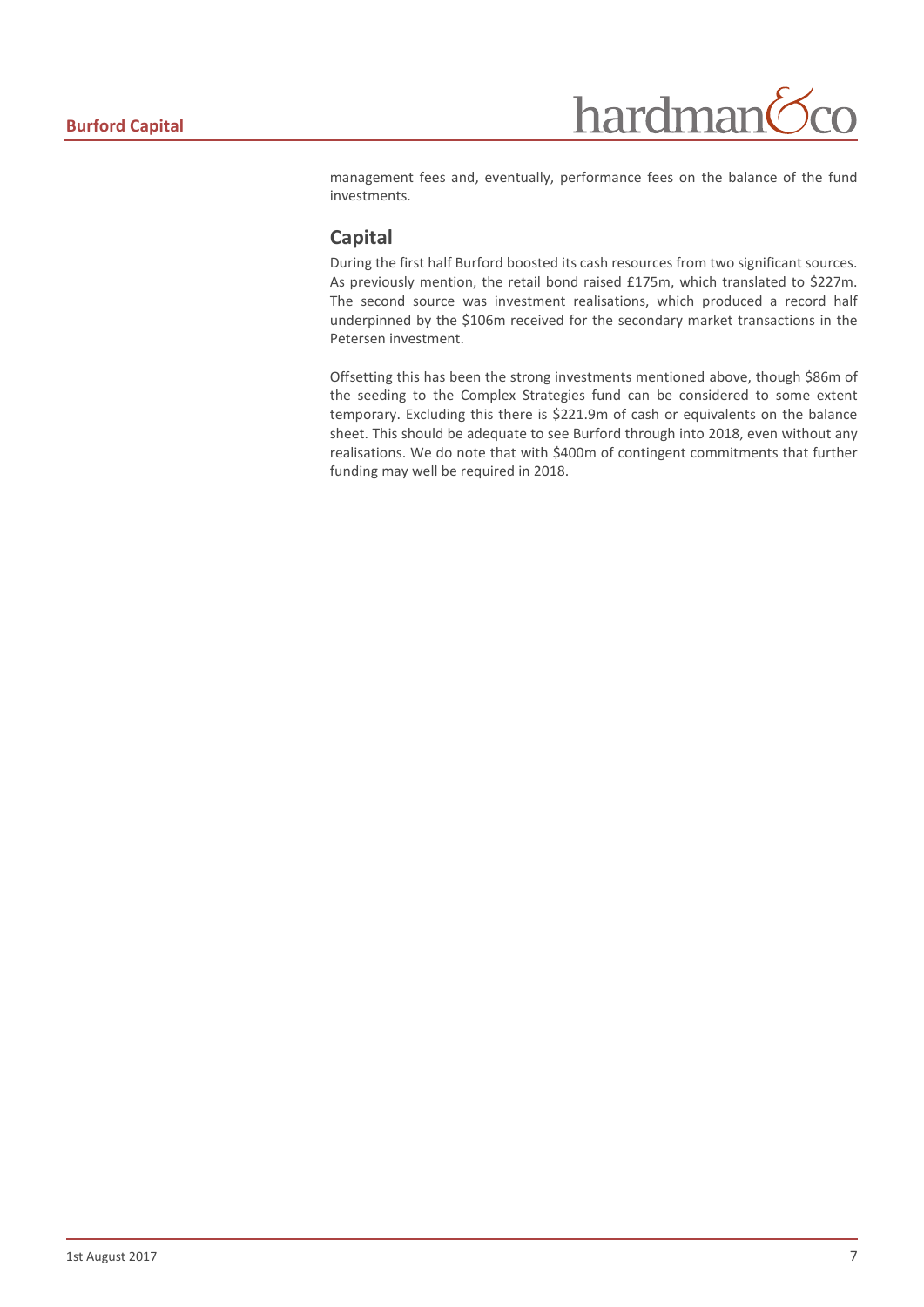management fees and, eventually, performance fees on the balance of the fund investments.

## Capital

During the first half Burford boosted its cash resources from two significant sources. As previously mention, the retail bond raised £175m, which translated to $227m. The second source was investment realisations, which produced a record half underpinned by the $106m received for the secondary market transactions in the Petersen investment.

Offsetting this has been the strong investments mentioned above, though $86m of the seeding to the Complex Strategies fund can be considered to some extent temporary. Excluding this there is $221.9m of cash or equivalents on the balance sheet. This should be adequate to see Burford through into 2018, even without any realisations. We do note that with $400m of contingent commitments that further funding may well be required in 2018.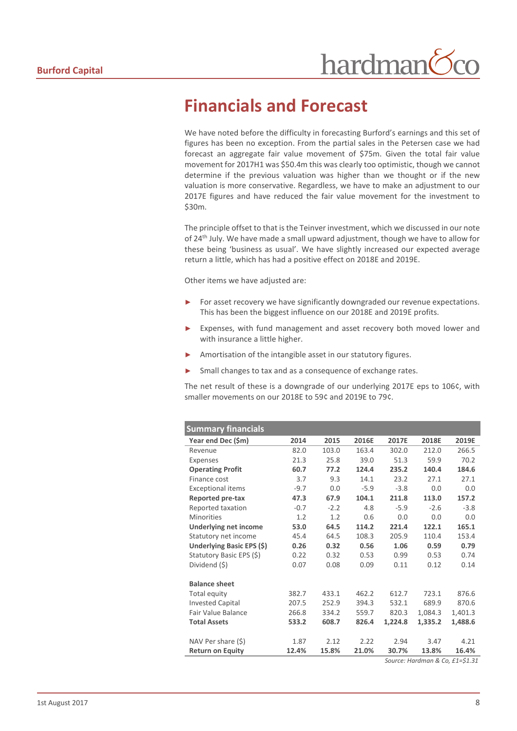# Financials and Forecast

We have noted before the difficulty in forecasting Burford's earnings and this set of figures has been no exception. From the partial sales in the Petersen case we had forecast an aggregate fair value movement of $75m. Given the total fair value movement for 2017H1 was $50.4m this was clearly too optimistic, though we cannot determine if the previous valuation was higher than we thought or if the new valuation is more conservative. Regardless, we have to make an adjustment to our 2017E figures and have reduced the fair value movement for the investment to $30m.

The principle offset to that is the Teinver investment, which we discussed in our note of 24th July. We have made a small upward adjustment, though we have to allow for these being 'business as usual'. We have slightly increased our expected average return a little, which has had a positive effect on 2018E and 2019E.

Other items we have adjusted are:

- For asset recovery we have significantly downgraded our revenue expectations. This has been the biggest influence on our 2018E and 2019E profits.
- Expenses, with fund management and asset recovery both moved lower and with insurance a little higher.
- Amortisation of the intangible asset in our statutory figures.
- Small changes to tax and as a consequence of exchange rates.

The net result of these is a downgrade of our underlying 2017E eps to 106¢, with smaller movements on our 2018E to 59¢ and 2019E to 79¢.

| Summary financials | | | | | | |
|---|---|---|---|---|---|---|
| **Year end Dec ($m)** | **2014** | **2015** | **2016E** | **2017E** | **2018E** | **2019E** |
| Revenue | 82.0 | 103.0 | 163.4 | 302.0 | 212.0 | 266.5 |
| Expenses | 21.3 | 25.8 | 39.0 | 51.3 | 59.9 | 70.2 |
| **Operating Profit** | **60.7** | **77.2** | **124.4** | **235.2** | **140.4** | **184.6** |
| Finance cost | 3.7 | 9.3 | 14.1 | 23.2 | 27.1 | 27.1 |
| Exceptional items | -9.7 | 0.0 | -5.9 | -3.8 | 0.0 | 0.0 |
| **Reported pre-tax** | **47.3** | **67.9** | **104.1** | **211.8** | **113.0** | **157.2** |
| Reported taxation | -0.7 | -2.2 | 4.8 | -5.9 | -2.6 | -3.8 |
| Minorities | 1.2 | 1.2 | 0.6 | 0.0 | 0.0 | 0.0 |
| **Underlying net income** | **53.0** | **64.5** | **114.2** | **221.4** | **122.1** | **165.1** |
| Statutory net income | 45.4 | 64.5 | 108.3 | 205.9 | 110.4 | 153.4 |
| **Underlying Basic EPS ($)** | **0.26** | **0.32** | **0.56** | **1.06** | **0.59** | **0.79** |
| Statutory Basic EPS ($) | 0.22 | 0.32 | 0.53 | 0.99 | 0.53 | 0.74 |
| Dividend ($) | 0.07 | 0.08 | 0.09 | 0.11 | 0.12 | 0.14 |
| | | | | | | |
| **Balance sheet** | | | | | | |
| Total equity | 382.7 | 433.1 | 462.2 | 612.7 | 723.1 | 876.6 |
| Invested Capital | 207.5 | 252.9 | 394.3 | 532.1 | 689.9 | 870.6 |
| Fair Value Balance | 266.8 | 334.2 | 559.7 | 820.3 | 1,084.3 | 1,401.3 |
| **Total Assets** | **533.2** | **608.7** | **826.4** | **1,224.8** | **1,335.2** | **1,488.6** |
| | | | | | | |
| NAV Per share ($) | 1.87 | 2.12 | 2.22 | 2.94 | 3.47 | 4.21 |
| **Return on Equity** | **12.4%** | **15.8%** | **21.0%** | **30.7%** | **13.8%** | **16.4%** |

*Source: Hardman & Co, £1=$1.31*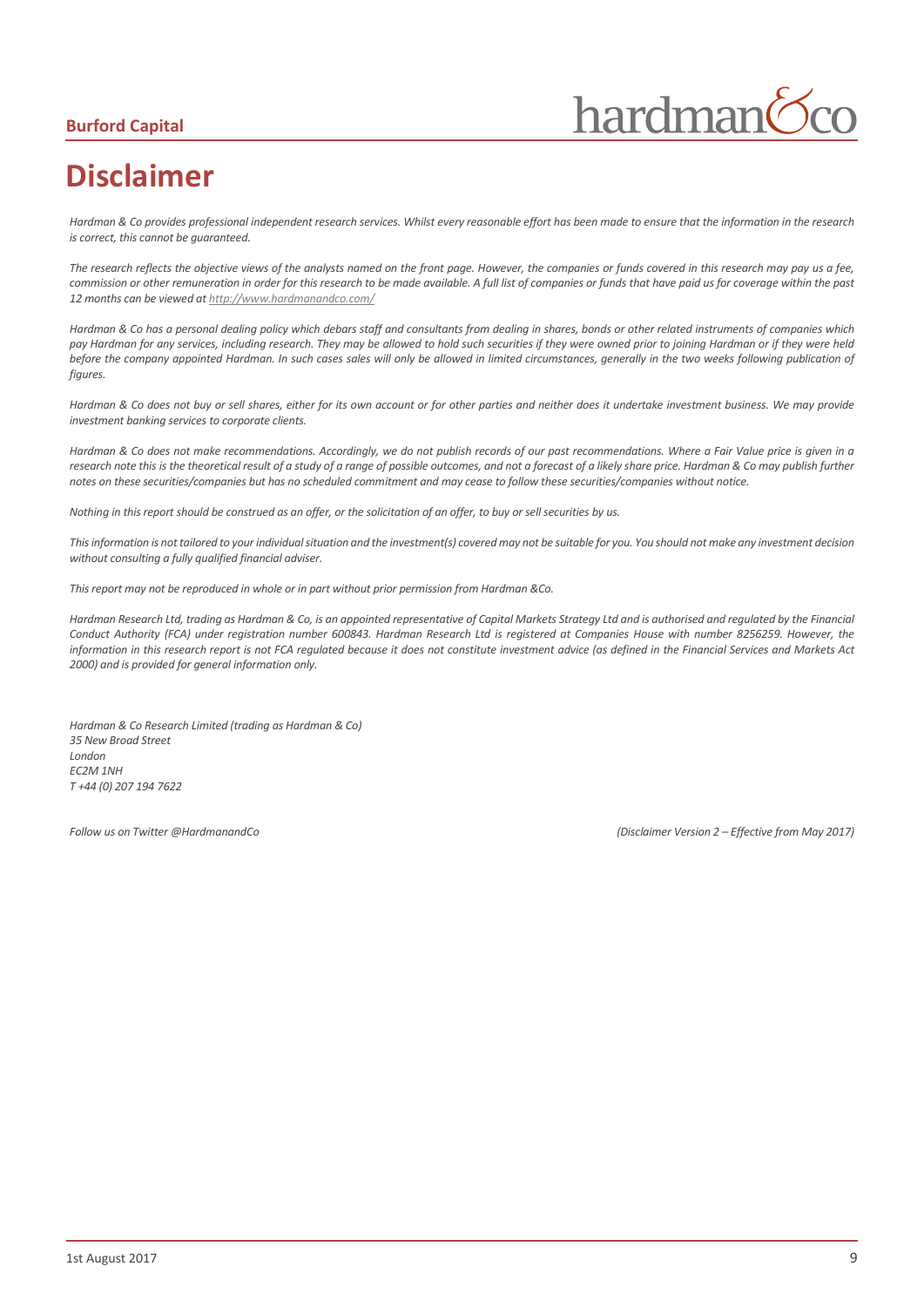# Disclaimer

*Hardman & Co provides professional independent research services. Whilst every reasonable effort has been made to ensure that the information in the research is correct, this cannot be guaranteed.*

*The research reflects the objective views of the analysts named on the front page. However, the companies or funds covered in this research may pay us a fee, commission or other remuneration in order for this research to be made available. A full list of companies or funds that have paid us for coverage within the past 12 months can be viewed at [http://www.hardmanandco.com/](http://www.hardmanandco.com/)*

*Hardman & Co has a personal dealing policy which debars staff and consultants from dealing in shares, bonds or other related instruments of companies which pay Hardman for any services, including research. They may be allowed to hold such securities if they were owned prior to joining Hardman or if they were held before the company appointed Hardman. In such cases sales will only be allowed in limited circumstances, generally in the two weeks following publication of figures.*

*Hardman & Co does not buy or sell shares, either for its own account or for other parties and neither does it undertake investment business. We may provide investment banking services to corporate clients.*

*Hardman & Co does not make recommendations. Accordingly, we do not publish records of our past recommendations. Where a Fair Value price is given in a research note this is the theoretical result of a study of a range of possible outcomes, and not a forecast of a likely share price. Hardman & Co may publish further notes on these securities/companies but has no scheduled commitment and may cease to follow these securities/companies without notice.*

*Nothing in this report should be construed as an offer, or the solicitation of an offer, to buy or sell securities by us.*

*This information is not tailored to your individual situation and the investment(s) covered may not be suitable for you. You should not make any investment decision without consulting a fully qualified financial adviser.*

*This report may not be reproduced in whole or in part without prior permission from Hardman &Co.*

*Hardman Research Ltd, trading as Hardman & Co, is an appointed representative of Capital Markets Strategy Ltd and is authorised and regulated by the Financial Conduct Authority (FCA) under registration number 600843. Hardman Research Ltd is registered at Companies House with number 8256259. However, the information in this research report is not FCA regulated because it does not constitute investment advice (as defined in the Financial Services and Markets Act 2000) and is provided for general information only.*

*Hardman & Co Research Limited (trading as Hardman & Co)*
*35 New Broad Street*
*London*
*EC2M 1NH*
*T +44 (0) 207 194 7622*

*Follow us on Twitter @HardmanandCo*

*(Disclaimer Version 2 – Effective from May 2017)*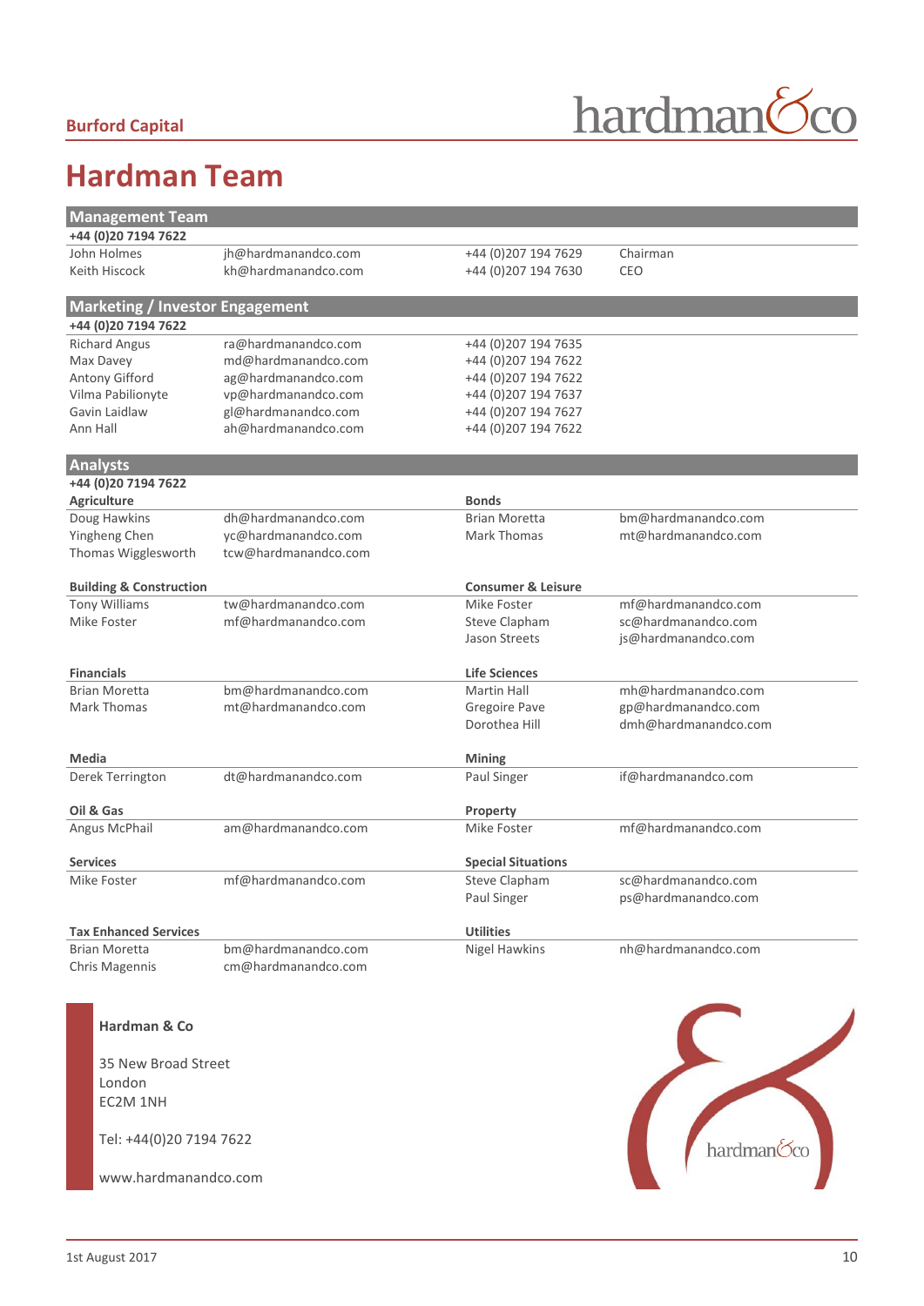# Hardman Team

| Management Team | | | |
|---|---|---|---|
| **+44 (0)20 7194 7622** | | | |
| John Holmes | jh@hardmanandco.com | +44 (0)207 194 7629 | Chairman |
| Keith Hiscock | kh@hardmanandco.com | +44 (0)207 194 7630 | CEO |

| Marketing / Investor Engagement | | |
|---|---|---|
| **+44 (0)20 7194 7622** | | |
| Richard Angus | ra@hardmanandco.com | +44 (0)207 194 7635 |
| Max Davey | md@hardmanandco.com | +44 (0)207 194 7622 |
| Antony Gifford | ag@hardmanandco.com | +44 (0)207 194 7622 |
| Vilma Pabilionyte | vp@hardmanandco.com | +44 (0)207 194 7637 |
| Gavin Laidlaw | gl@hardmanandco.com | +44 (0)207 194 7627 |
| Ann Hall | ah@hardmanandco.com | +44 (0)207 194 7622 |

| Analysts | | | |
|---|---|---|---|
| **+44 (0)20 7194 7622** | | | |
| **Agriculture** | | **Bonds** | |
| Doug Hawkins | dh@hardmanandco.com | Brian Moretta | bm@hardmanandco.com |
| Yingheng Chen | yc@hardmanandco.com | Mark Thomas | mt@hardmanandco.com |
| Thomas Wigglesworth | tcw@hardmanandco.com | | |
| **Building & Construction** | | **Consumer & Leisure** | |
| Tony Williams | tw@hardmanandco.com | Mike Foster | mf@hardmanandco.com |
| Mike Foster | mf@hardmanandco.com | Steve Clapham | sc@hardmanandco.com |
| | | Jason Streets | js@hardmanandco.com |
| **Financials** | | **Life Sciences** | |
| Brian Moretta | bm@hardmanandco.com | Martin Hall | mh@hardmanandco.com |
| Mark Thomas | mt@hardmanandco.com | Gregoire Pave | gp@hardmanandco.com |
| | | Dorothea Hill | dmh@hardmanandco.com |
| **Media** | | **Mining** | |
| Derek Terrington | dt@hardmanandco.com | Paul Singer | if@hardmanandco.com |
| **Oil & Gas** | | **Property** | |
| Angus McPhail | am@hardmanandco.com | Mike Foster | mf@hardmanandco.com |
| **Services** | | **Special Situations** | |
| Mike Foster | mf@hardmanandco.com | Steve Clapham | sc@hardmanandco.com |
| | | Paul Singer | ps@hardmanandco.com |
| **Tax Enhanced Services** | | **Utilities** | |
| Brian Moretta | bm@hardmanandco.com | Nigel Hawkins | nh@hardmanandco.com |
| Chris Magennis | cm@hardmanandco.com | | |

**Hardman & Co**

35 New Broad Street
London
EC2M 1NH

Tel: +44(0)20 7194 7622

www.hardmanandco.com